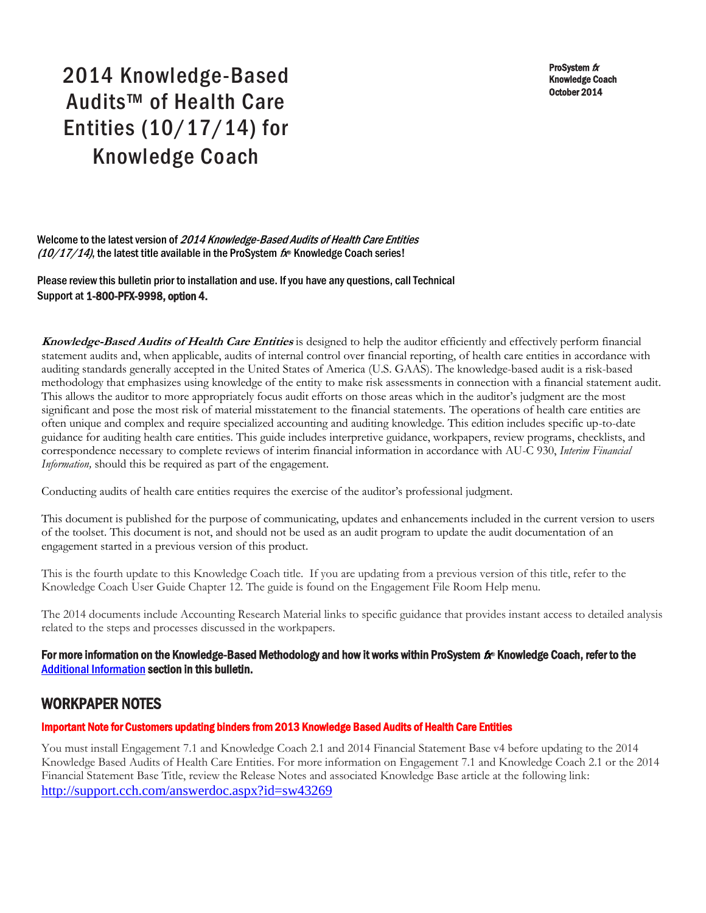# 2014 Knowledge-Based Audits™ of Health Care Entities (10/17/14) for Knowledge Coach

**ProSystem *fx***
**Knowledge Coach**
**October 2014**

Welcome to the latest version of *2014 Knowledge-Based Audits of Health Care Entities (10/17/14)*, the latest title available in the ProSystem *fx*® Knowledge Coach series!

Please review this bulletin prior to installation and use. If you have any questions, call Technical Support at **1-800-PFX-9998, option 4.**

***Knowledge-Based Audits of Health Care Entities*** is designed to help the auditor efficiently and effectively perform financial statement audits and, when applicable, audits of internal control over financial reporting, of health care entities in accordance with auditing standards generally accepted in the United States of America (U.S. GAAS). The knowledge-based audit is a risk-based methodology that emphasizes using knowledge of the entity to make risk assessments in connection with a financial statement audit. This allows the auditor to more appropriately focus audit efforts on those areas which in the auditor's judgment are the most significant and pose the most risk of material misstatement to the financial statements. The operations of health care entities are often unique and complex and require specialized accounting and auditing knowledge. This edition includes specific up-to-date guidance for auditing health care entities. This guide includes interpretive guidance, workpapers, review programs, checklists, and correspondence necessary to complete reviews of interim financial information in accordance with AU-C 930, *Interim Financial Information,* should this be required as part of the engagement.

Conducting audits of health care entities requires the exercise of the auditor's professional judgment.

This document is published for the purpose of communicating, updates and enhancements included in the current version to users of the toolset. This document is not, and should not be used as an audit program to update the audit documentation of an engagement started in a previous version of this product.

This is the fourth update to this Knowledge Coach title. If you are updating from a previous version of this title, refer to the Knowledge Coach User Guide Chapter 12. The guide is found on the Engagement File Room Help menu.

The 2014 documents include Accounting Research Material links to specific guidance that provides instant access to detailed analysis related to the steps and processes discussed in the workpapers.

**For more information on the Knowledge-Based Methodology and how it works within ProSystem *fx*® Knowledge Coach, refer to the Additional Information section in this bulletin.**

## WORKPAPER NOTES

**Important Note for Customers updating binders from 2013 Knowledge Based Audits of Health Care Entities**

You must install Engagement 7.1 and Knowledge Coach 2.1 and 2014 Financial Statement Base v4 before updating to the 2014 Knowledge Based Audits of Health Care Entities. For more information on Engagement 7.1 and Knowledge Coach 2.1 or the 2014 Financial Statement Base Title, review the Release Notes and associated Knowledge Base article at the following link: http://support.cch.com/answerdoc.aspx?id=sw43269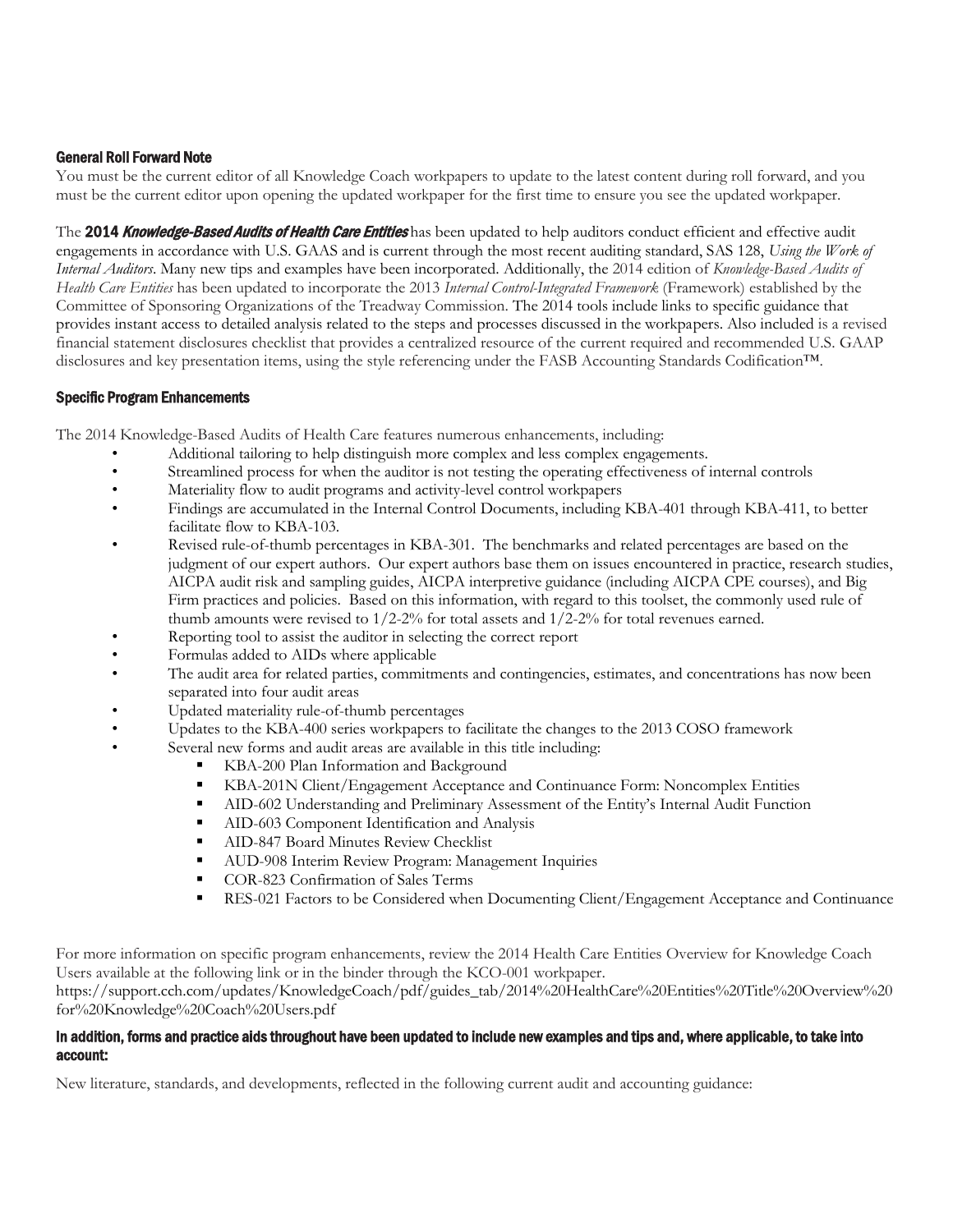### General Roll Forward Note

You must be the current editor of all Knowledge Coach workpapers to update to the latest content during roll forward, and you must be the current editor upon opening the updated workpaper for the first time to ensure you see the updated workpaper.

The **2014 *Knowledge-Based Audits of Health Care Entities*** has been updated to help auditors conduct efficient and effective audit engagements in accordance with U.S. GAAS and is current through the most recent auditing standard, SAS 128, *Using the Work of Internal Auditors*. Many new tips and examples have been incorporated. Additionally, the 2014 edition of *Knowledge-Based Audits of Health Care Entities* has been updated to incorporate the 2013 *Internal Control-Integrated Framework* (Framework) established by the Committee of Sponsoring Organizations of the Treadway Commission. The 2014 tools include links to specific guidance that provides instant access to detailed analysis related to the steps and processes discussed in the workpapers. Also included is a revised financial statement disclosures checklist that provides a centralized resource of the current required and recommended U.S. GAAP disclosures and key presentation items, using the style referencing under the FASB Accounting Standards Codification™.

### Specific Program Enhancements

The 2014 Knowledge-Based Audits of Health Care features numerous enhancements, including:

- Additional tailoring to help distinguish more complex and less complex engagements.
- Streamlined process for when the auditor is not testing the operating effectiveness of internal controls
- Materiality flow to audit programs and activity-level control workpapers
- Findings are accumulated in the Internal Control Documents, including KBA-401 through KBA-411, to better facilitate flow to KBA-103.
- Revised rule-of-thumb percentages in KBA-301. The benchmarks and related percentages are based on the judgment of our expert authors. Our expert authors base them on issues encountered in practice, research studies, AICPA audit risk and sampling guides, AICPA interpretive guidance (including AICPA CPE courses), and Big Firm practices and policies. Based on this information, with regard to this toolset, the commonly used rule of thumb amounts were revised to 1/2-2% for total assets and 1/2-2% for total revenues earned.
- Reporting tool to assist the auditor in selecting the correct report
- Formulas added to AIDs where applicable
- The audit area for related parties, commitments and contingencies, estimates, and concentrations has now been separated into four audit areas
- Updated materiality rule-of-thumb percentages
- Updates to the KBA-400 series workpapers to facilitate the changes to the 2013 COSO framework
- Several new forms and audit areas are available in this title including:
  - KBA-200 Plan Information and Background
  - KBA-201N Client/Engagement Acceptance and Continuance Form: Noncomplex Entities
  - AID-602 Understanding and Preliminary Assessment of the Entity's Internal Audit Function
  - AID-603 Component Identification and Analysis
  - AID-847 Board Minutes Review Checklist
  - AUD-908 Interim Review Program: Management Inquiries
  - COR-823 Confirmation of Sales Terms
  - RES-021 Factors to be Considered when Documenting Client/Engagement Acceptance and Continuance

For more information on specific program enhancements, review the 2014 Health Care Entities Overview for Knowledge Coach Users available at the following link or in the binder through the KCO-001 workpaper.
https://support.cch.com/updates/KnowledgeCoach/pdf/guides_tab/2014%20HealthCare%20Entities%20Title%20Overview%20for%20Knowledge%20Coach%20Users.pdf

### In addition, forms and practice aids throughout have been updated to include new examples and tips and, where applicable, to take into account:

New literature, standards, and developments, reflected in the following current audit and accounting guidance: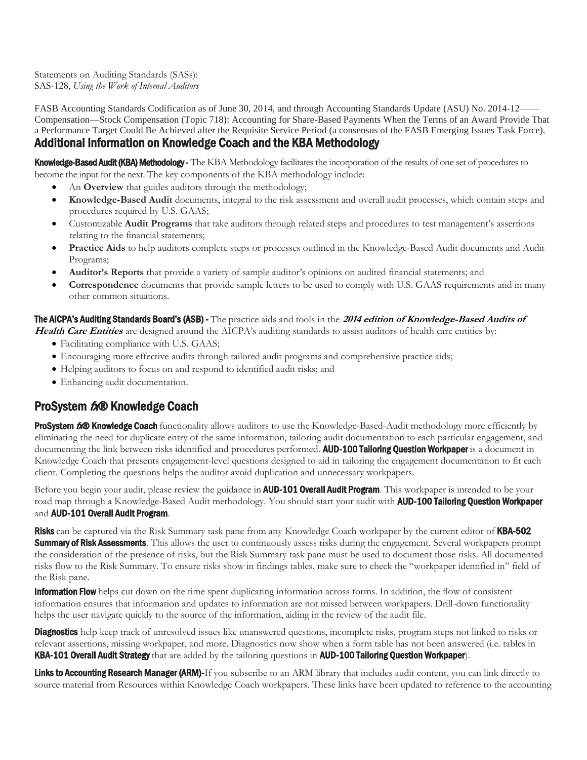Statements on Auditing Standards (SASs):
SAS-128, *Using the Work of Internal Auditors*

FASB Accounting Standards Codification as of June 30, 2014, and through Accounting Standards Update (ASU) No. 2014-12—— Compensation—Stock Compensation (Topic 718): Accounting for Share-Based Payments When the Terms of an Award Provide That a Performance Target Could Be Achieved after the Requisite Service Period (a consensus of the FASB Emerging Issues Task Force).

## Additional Information on Knowledge Coach and the KBA Methodology

**Knowledge-Based Audit (KBA) Methodology -** The KBA Methodology facilitates the incorporation of the results of one set of procedures to become the input for the next. The key components of the KBA methodology include:

- An **Overview** that guides auditors through the methodology;
- **Knowledge-Based Audit** documents, integral to the risk assessment and overall audit processes, which contain steps and procedures required by U.S. GAAS;
- Customizable **Audit Programs** that take auditors through related steps and procedures to test management's assertions relating to the financial statements;
- **Practice Aids** to help auditors complete steps or processes outlined in the Knowledge-Based Audit documents and Audit Programs;
- **Auditor's Reports** that provide a variety of sample auditor's opinions on audited financial statements; and
- **Correspondence** documents that provide sample letters to be used to comply with U.S. GAAS requirements and in many other common situations.

**The AICPA's Auditing Standards Board's (ASB) -** The practice aids and tools in the ***2014 edition of Knowledge-Based Audits of Health Care Entities*** are designed around the AICPA's auditing standards to assist auditors of health care entities by:

- Facilitating compliance with U.S. GAAS;
- Encouraging more effective audits through tailored audit programs and comprehensive practice aids;
- Helping auditors to focus on and respond to identified audit risks; and
- Enhancing audit documentation.

## ProSystem *fx*® Knowledge Coach

**ProSystem *fx*® Knowledge Coach** functionality allows auditors to use the Knowledge-Based-Audit methodology more efficiently by eliminating the need for duplicate entry of the same information, tailoring audit documentation to each particular engagement, and documenting the link between risks identified and procedures performed. **AUD-100 Tailoring Question Workpaper** is a document in Knowledge Coach that presents engagement-level questions designed to aid in tailoring the engagement documentation to fit each client. Completing the questions helps the auditor avoid duplication and unnecessary workpapers.

Before you begin your audit, please review the guidance in **AUD-101 Overall Audit Program**. This workpaper is intended to be your road map through a Knowledge-Based Audit methodology. You should start your audit with **AUD-100 Tailoring Question Workpaper** and **AUD-101 Overall Audit Program**.

**Risks** can be captured via the Risk Summary task pane from any Knowledge Coach workpaper by the current editor of **KBA-502 Summary of Risk Assessments**. This allows the user to continuously assess risks during the engagement. Several workpapers prompt the consideration of the presence of risks, but the Risk Summary task pane must be used to document those risks. All documented risks flow to the Risk Summary. To ensure risks show in findings tables, make sure to check the "workpaper identified in" field of the Risk pane.

**Information Flow** helps cut down on the time spent duplicating information across forms. In addition, the flow of consistent information ensures that information and updates to information are not missed between workpapers. Drill-down functionality helps the user navigate quickly to the source of the information, aiding in the review of the audit file.

**Diagnostics** help keep track of unresolved issues like unanswered questions, incomplete risks, program steps not linked to risks or relevant assertions, missing workpaper, and more. Diagnostics now show when a form table has not been answered (i.e. tables in **KBA-101 Overall Audit Strategy** that are added by the tailoring questions in **AUD-100 Tailoring Question Workpaper**).

**Links to Accounting Research Manager (ARM)-**If you subscribe to an ARM library that includes audit content, you can link directly to source material from Resources within Knowledge Coach workpapers. These links have been updated to reference to the accounting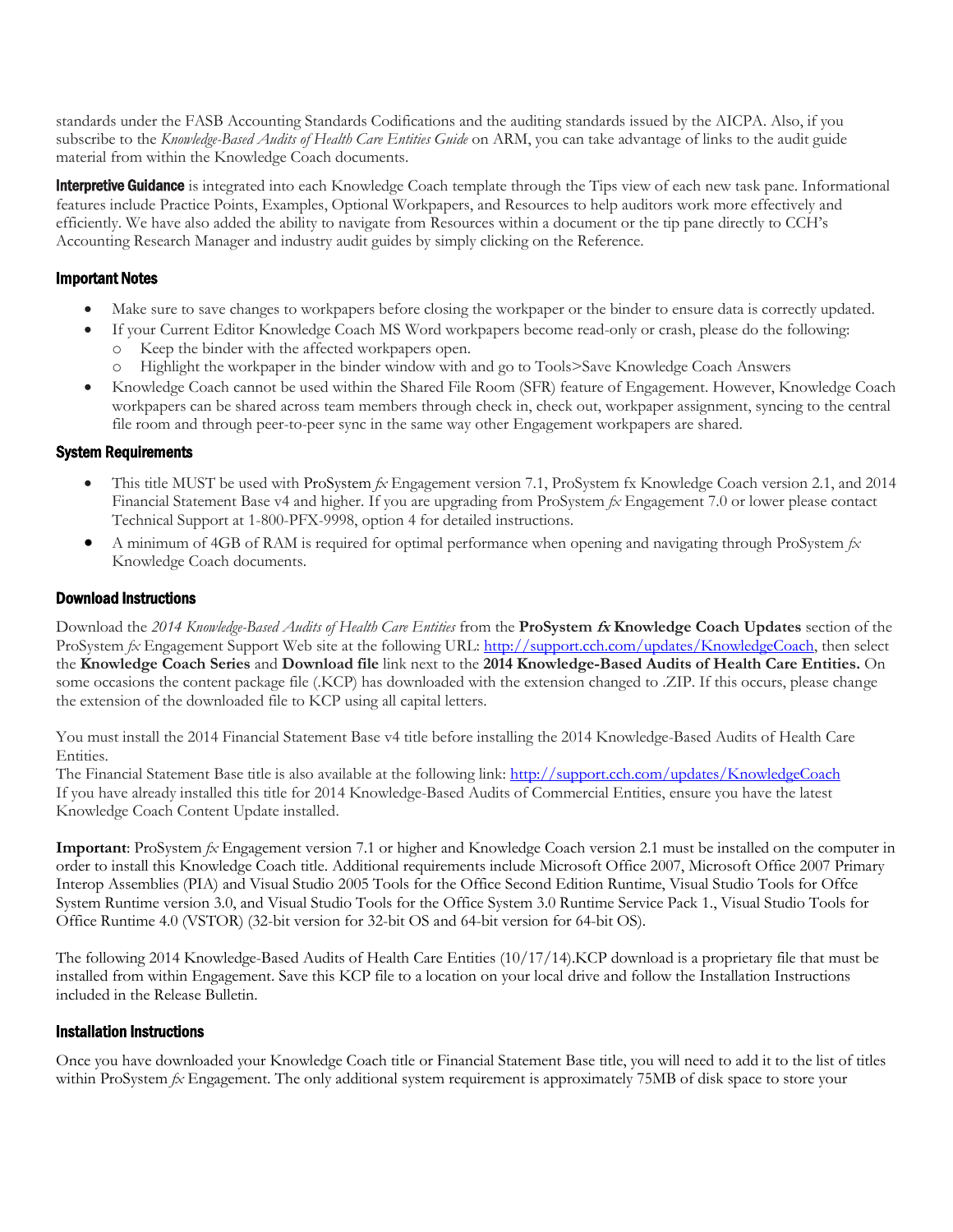standards under the FASB Accounting Standards Codifications and the auditing standards issued by the AICPA. Also, if you subscribe to the *Knowledge-Based Audits of Health Care Entities Guide* on ARM, you can take advantage of links to the audit guide material from within the Knowledge Coach documents.

**Interpretive Guidance** is integrated into each Knowledge Coach template through the Tips view of each new task pane. Informational features include Practice Points, Examples, Optional Workpapers, and Resources to help auditors work more effectively and efficiently. We have also added the ability to navigate from Resources within a document or the tip pane directly to CCH's Accounting Research Manager and industry audit guides by simply clicking on the Reference.

## Important Notes

- Make sure to save changes to workpapers before closing the workpaper or the binder to ensure data is correctly updated.
- If your Current Editor Knowledge Coach MS Word workpapers become read-only or crash, please do the following:
  - Keep the binder with the affected workpapers open.
  - Highlight the workpaper in the binder window with and go to Tools>Save Knowledge Coach Answers
- Knowledge Coach cannot be used within the Shared File Room (SFR) feature of Engagement. However, Knowledge Coach workpapers can be shared across team members through check in, check out, workpaper assignment, syncing to the central file room and through peer-to-peer sync in the same way other Engagement workpapers are shared.

## System Requirements

- This title MUST be used with ProSystem *fx* Engagement version 7.1, ProSystem fx Knowledge Coach version 2.1, and 2014 Financial Statement Base v4 and higher. If you are upgrading from ProSystem *fx* Engagement 7.0 or lower please contact Technical Support at 1-800-PFX-9998, option 4 for detailed instructions.
- A minimum of 4GB of RAM is required for optimal performance when opening and navigating through ProSystem *fx* Knowledge Coach documents.

## Download Instructions

Download the *2014 Knowledge-Based Audits of Health Care Entities* from the **ProSystem *fx* Knowledge Coach Updates** section of the ProSystem *fx* Engagement Support Web site at the following URL: http://support.cch.com/updates/KnowledgeCoach, then select the **Knowledge Coach Series** and **Download file** link next to the **2014 Knowledge-Based Audits of Health Care Entities.** On some occasions the content package file (.KCP) has downloaded with the extension changed to .ZIP. If this occurs, please change the extension of the downloaded file to KCP using all capital letters.

You must install the 2014 Financial Statement Base v4 title before installing the 2014 Knowledge-Based Audits of Health Care Entities.
The Financial Statement Base title is also available at the following link: http://support.cch.com/updates/KnowledgeCoach
If you have already installed this title for 2014 Knowledge-Based Audits of Commercial Entities, ensure you have the latest Knowledge Coach Content Update installed.

**Important**: ProSystem *fx* Engagement version 7.1 or higher and Knowledge Coach version 2.1 must be installed on the computer in order to install this Knowledge Coach title. Additional requirements include Microsoft Office 2007, Microsoft Office 2007 Primary Interop Assemblies (PIA) and Visual Studio 2005 Tools for the Office Second Edition Runtime, Visual Studio Tools for Offce System Runtime version 3.0, and Visual Studio Tools for the Office System 3.0 Runtime Service Pack 1., Visual Studio Tools for Office Runtime 4.0 (VSTOR) (32-bit version for 32-bit OS and 64-bit version for 64-bit OS).

The following 2014 Knowledge-Based Audits of Health Care Entities (10/17/14).KCP download is a proprietary file that must be installed from within Engagement. Save this KCP file to a location on your local drive and follow the Installation Instructions included in the Release Bulletin.

## Installation Instructions

Once you have downloaded your Knowledge Coach title or Financial Statement Base title, you will need to add it to the list of titles within ProSystem *fx* Engagement. The only additional system requirement is approximately 75MB of disk space to store your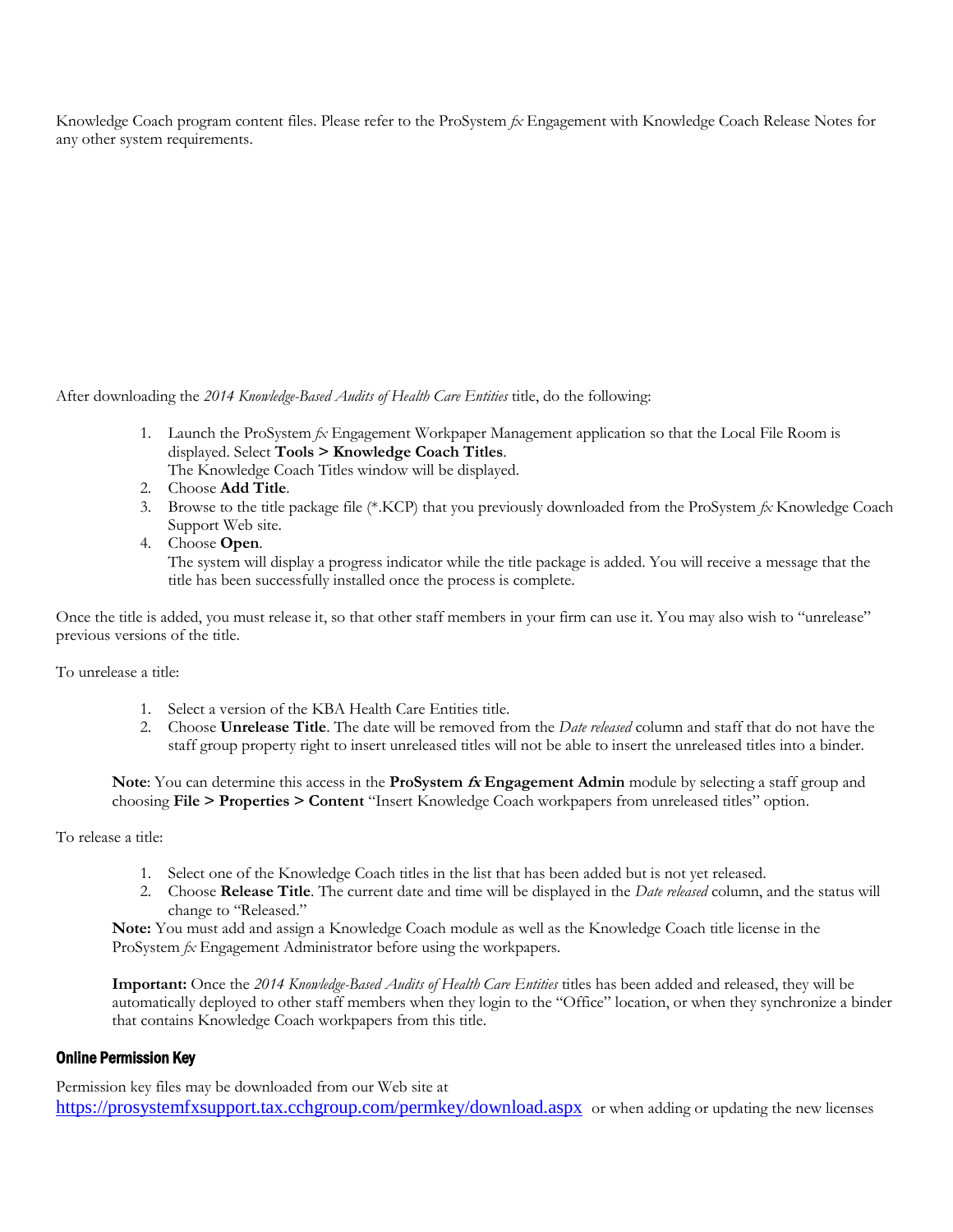Knowledge Coach program content files. Please refer to the ProSystem *fx* Engagement with Knowledge Coach Release Notes for any other system requirements.

After downloading the *2014 Knowledge-Based Audits of Health Care Entities* title, do the following:

1. Launch the ProSystem *fx* Engagement Workpaper Management application so that the Local File Room is displayed. Select **Tools > Knowledge Coach Titles**.
   The Knowledge Coach Titles window will be displayed.
2. Choose **Add Title**.
3. Browse to the title package file (*.KCP) that you previously downloaded from the ProSystem *fx* Knowledge Coach Support Web site.
4. Choose **Open**.
   The system will display a progress indicator while the title package is added. You will receive a message that the title has been successfully installed once the process is complete.

Once the title is added, you must release it, so that other staff members in your firm can use it. You may also wish to "unrelease" previous versions of the title.

To unrelease a title:

1. Select a version of the KBA Health Care Entities title.
2. Choose **Unrelease Title**. The date will be removed from the *Date released* column and staff that do not have the staff group property right to insert unreleased titles will not be able to insert the unreleased titles into a binder.

**Note**: You can determine this access in the **ProSystem *fx* Engagement Admin** module by selecting a staff group and choosing **File > Properties > Content** "Insert Knowledge Coach workpapers from unreleased titles" option.

To release a title:

1. Select one of the Knowledge Coach titles in the list that has been added but is not yet released.
2. Choose **Release Title**. The current date and time will be displayed in the *Date released* column, and the status will change to "Released."

**Note:** You must add and assign a Knowledge Coach module as well as the Knowledge Coach title license in the ProSystem *fx* Engagement Administrator before using the workpapers.

**Important:** Once the *2014 Knowledge-Based Audits of Health Care Entities* titles has been added and released, they will be automatically deployed to other staff members when they login to the "Office" location, or when they synchronize a binder that contains Knowledge Coach workpapers from this title.

### Online Permission Key

Permission key files may be downloaded from our Web site at https://prosystemfxsupport.tax.cchgroup.com/permkey/download.aspx or when adding or updating the new licenses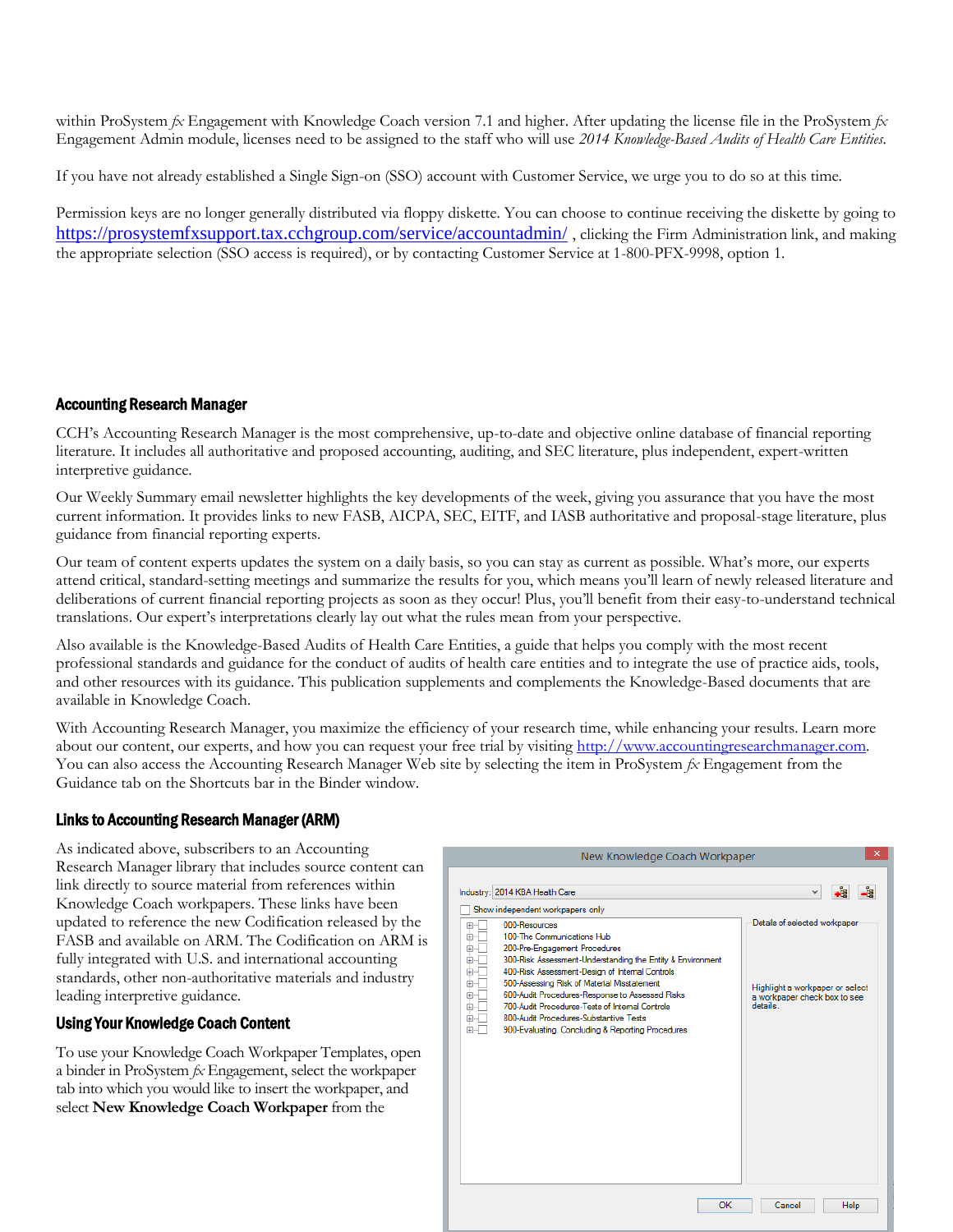within ProSystem *fx* Engagement with Knowledge Coach version 7.1 and higher. After updating the license file in the ProSystem *fx* Engagement Admin module, licenses need to be assigned to the staff who will use *2014 Knowledge-Based Audits of Health Care Entities.*

If you have not already established a Single Sign-on (SSO) account with Customer Service, we urge you to do so at this time.

Permission keys are no longer generally distributed via floppy diskette. You can choose to continue receiving the diskette by going to https://prosystemfxsupport.tax.cchgroup.com/service/accountadmin/ , clicking the Firm Administration link, and making the appropriate selection (SSO access is required), or by contacting Customer Service at 1-800-PFX-9998, option 1.

## Accounting Research Manager

CCH's Accounting Research Manager is the most comprehensive, up-to-date and objective online database of financial reporting literature. It includes all authoritative and proposed accounting, auditing, and SEC literature, plus independent, expert-written interpretive guidance.

Our Weekly Summary email newsletter highlights the key developments of the week, giving you assurance that you have the most current information. It provides links to new FASB, AICPA, SEC, EITF, and IASB authoritative and proposal-stage literature, plus guidance from financial reporting experts.

Our team of content experts updates the system on a daily basis, so you can stay as current as possible. What's more, our experts attend critical, standard-setting meetings and summarize the results for you, which means you'll learn of newly released literature and deliberations of current financial reporting projects as soon as they occur! Plus, you'll benefit from their easy-to-understand technical translations. Our expert's interpretations clearly lay out what the rules mean from your perspective.

Also available is the Knowledge-Based Audits of Health Care Entities, a guide that helps you comply with the most recent professional standards and guidance for the conduct of audits of health care entities and to integrate the use of practice aids, tools, and other resources with its guidance. This publication supplements and complements the Knowledge-Based documents that are available in Knowledge Coach.

With Accounting Research Manager, you maximize the efficiency of your research time, while enhancing your results. Learn more about our content, our experts, and how you can request your free trial by visiting http://www.accountingresearchmanager.com. You can also access the Accounting Research Manager Web site by selecting the item in ProSystem *fx* Engagement from the Guidance tab on the Shortcuts bar in the Binder window.

## Links to Accounting Research Manager (ARM)

As indicated above, subscribers to an Accounting Research Manager library that includes source content can link directly to source material from references within Knowledge Coach workpapers. These links have been updated to reference the new Codification released by the FASB and available on ARM. The Codification on ARM is fully integrated with U.S. and international accounting standards, other non-authoritative materials and industry leading interpretive guidance.

## Using Your Knowledge Coach Content

To use your Knowledge Coach Workpaper Templates, open a binder in ProSystem *fx* Engagement, select the workpaper tab into which you would like to insert the workpaper, and select **New Knowledge Coach Workpaper** from the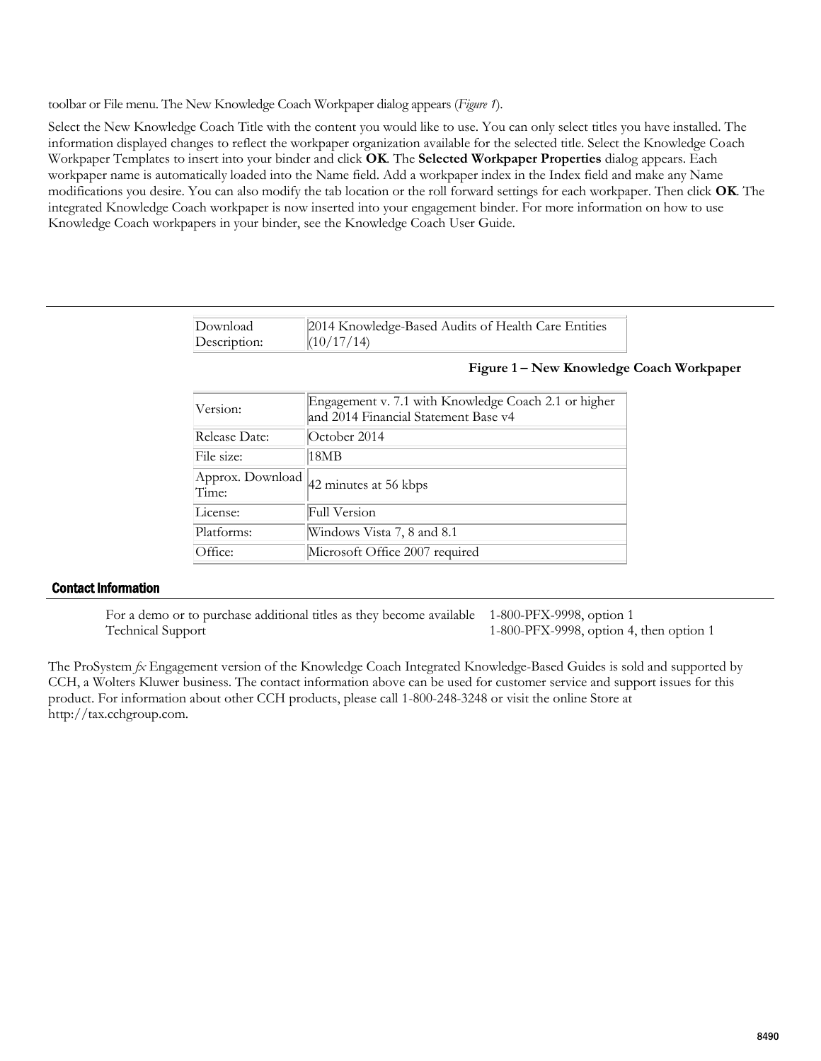toolbar or File menu. The New Knowledge Coach Workpaper dialog appears (*Figure 1*).

Select the New Knowledge Coach Title with the content you would like to use. You can only select titles you have installed. The information displayed changes to reflect the workpaper organization available for the selected title. Select the Knowledge Coach Workpaper Templates to insert into your binder and click **OK**. The **Selected Workpaper Properties** dialog appears. Each workpaper name is automatically loaded into the Name field. Add a workpaper index in the Index field and make any Name modifications you desire. You can also modify the tab location or the roll forward settings for each workpaper. Then click **OK**. The integrated Knowledge Coach workpaper is now inserted into your engagement binder. For more information on how to use Knowledge Coach workpapers in your binder, see the Knowledge Coach User Guide.

| | |
|---|---|
| Download Description: | 2014 Knowledge-Based Audits of Health Care Entities (10/17/14) |

**Figure 1 – New Knowledge Coach Workpaper**

| | |
|---|---|
| Version: | Engagement v. 7.1 with Knowledge Coach 2.1 or higher and 2014 Financial Statement Base v4 |
| Release Date: | October 2014 |
| File size: | 18MB |
| Approx. Download Time: | 42 minutes at 56 kbps |
| License: | Full Version |
| Platforms: | Windows Vista 7, 8 and 8.1 |
| Office: | Microsoft Office 2007 required |

## Contact Information

| | |
|---|---|
| For a demo or to purchase additional titles as they become available | 1-800-PFX-9998, option 1 |
| Technical Support | 1-800-PFX-9998, option 4, then option 1 |

The ProSystem *fx* Engagement version of the Knowledge Coach Integrated Knowledge-Based Guides is sold and supported by CCH, a Wolters Kluwer business. The contact information above can be used for customer service and support issues for this product. For information about other CCH products, please call 1-800-248-3248 or visit the online Store at http://tax.cchgroup.com.